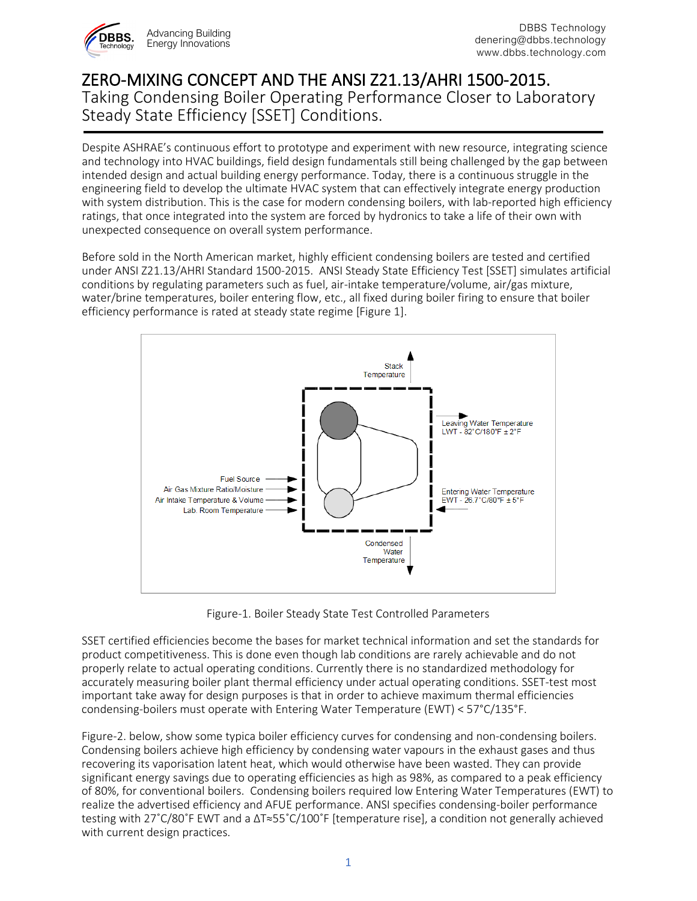# ZERO-MIXING CONCEPT AND THE ANSI Z21.13/AHRI 1500-2015.

## Taking Condensing Boiler Operating Performance Closer to Laboratory Steady State Efficiency [SSET] Conditions.

Despite ASHRAE's continuous effort to prototype and experiment with new resource, integrating science and technology into HVAC buildings, field design fundamentals still being challenged by the gap between intended design and actual building energy performance. Today, there is a continuous struggle in the engineering field to develop the ultimate HVAC system that can effectively integrate energy production with system distribution. This is the case for modern condensing boilers, with lab-reported high efficiency ratings, that once integrated into the system are forced by hydronics to take a life of their own with unexpected consequence on overall system performance.

Before sold in the North American market, highly efficient condensing boilers are tested and certified under ANSI Z21.13/AHRI Standard 1500-2015. ANSI Steady State Efficiency Test [SSET] simulates artificial conditions by regulating parameters such as fuel, air-intake temperature/volume, air/gas mixture, water/brine temperatures, boiler entering flow, etc., all fixed during boiler firing to ensure that boiler efficiency performance is rated at steady state regime [Figure 1].

Stack Temperature

Leaving Water Temperature
LWT - 82˚C/180˚F ± 2°F

Entering Water Temperature
EWT - 26.7˚C/80˚F ± 5°F

Fuel Source
Air Gas Mixture Ratio/Moisture
Air Intake Temperature & Volume
Lab. Room Temperature

Condensed Water Temperature

Figure-1. Boiler Steady State Test Controlled Parameters

SSET certified efficiencies become the bases for market technical information and set the standards for product competitiveness. This is done even though lab conditions are rarely achievable and do not properly relate to actual operating conditions. Currently there is no standardized methodology for accurately measuring boiler plant thermal efficiency under actual operating conditions. SSET-test most important take away for design purposes is that in order to achieve maximum thermal efficiencies condensing-boilers must operate with Entering Water Temperature (EWT) < 57°C/135°F.

Figure-2. below, show some typica boiler efficiency curves for condensing and non-condensing boilers. Condensing boilers achieve high efficiency by condensing water vapours in the exhaust gases and thus recovering its vaporisation latent heat, which would otherwise have been wasted. They can provide significant energy savings due to operating efficiencies as high as 98%, as compared to a peak efficiency of 80%, for conventional boilers. Condensing boilers required low Entering Water Temperatures (EWT) to realize the advertised efficiency and AFUE performance. ANSI specifies condensing-boiler performance testing with 27˚C/80˚F EWT and a ΔT≈55˚C/100˚F [temperature rise], a condition not generally achieved with current design practices.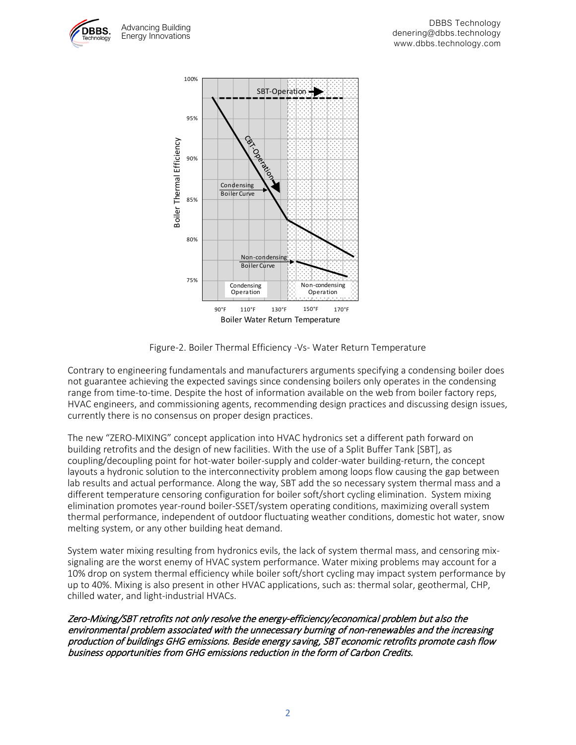100%

95%

90%

85%

80%

75%

SBT-Operation

CBT-Operation

Condensing Boiler Curve

Non-condensing Boiler Curve

Condensing Operation

Non-condensing Operation

Boiler Thermal Efficiency

90°F 110°F 130°F 150°F 170°F

Boiler Water Return Temperature

Figure-2. Boiler Thermal Efficiency -Vs- Water Return Temperature

Contrary to engineering fundamentals and manufacturers arguments specifying a condensing boiler does not guarantee achieving the expected savings since condensing boilers only operates in the condensing range from time-to-time. Despite the host of information available on the web from boiler factory reps, HVAC engineers, and commissioning agents, recommending design practices and discussing design issues, currently there is no consensus on proper design practices.

The new "ZERO-MIXING" concept application into HVAC hydronics set a different path forward on building retrofits and the design of new facilities. With the use of a Split Buffer Tank [SBT], as coupling/decoupling point for hot-water boiler-supply and colder-water building-return, the concept layouts a hydronic solution to the interconnectivity problem among loops flow causing the gap between lab results and actual performance. Along the way, SBT add the so necessary system thermal mass and a different temperature censoring configuration for boiler soft/short cycling elimination. System mixing elimination promotes year-round boiler-SSET/system operating conditions, maximizing overall system thermal performance, independent of outdoor fluctuating weather conditions, domestic hot water, snow melting system, or any other building heat demand.

System water mixing resulting from hydronics evils, the lack of system thermal mass, and censoring mix-signaling are the worst enemy of HVAC system performance. Water mixing problems may account for a 10% drop on system thermal efficiency while boiler soft/short cycling may impact system performance by up to 40%. Mixing is also present in other HVAC applications, such as: thermal solar, geothermal, CHP, chilled water, and light-industrial HVACs.

*Zero-Mixing/SBT retrofits not only resolve the energy-efficiency/economical problem but also the environmental problem associated with the unnecessary burning of non-renewables and the increasing production of buildings GHG emissions. Beside energy saving, SBT economic retrofits promote cash flow business opportunities from GHG emissions reduction in the form of Carbon Credits.*